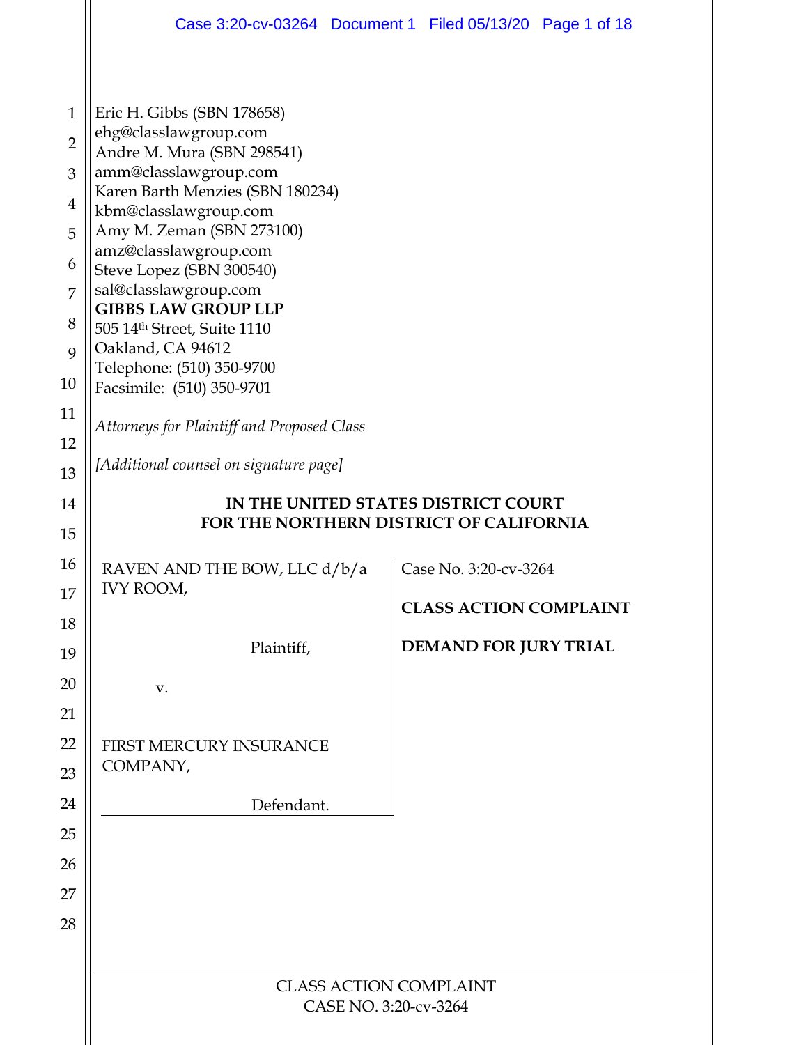Eric H. Gibbs (SBN 178658)
ehg@classlawgroup.com
Andre M. Mura (SBN 298541)
amm@classlawgroup.com
Karen Barth Menzies (SBN 180234)
kbm@classlawgroup.com
Amy M. Zeman (SBN 273100)
amz@classlawgroup.com
Steve Lopez (SBN 300540)
sal@classlawgroup.com
**GIBBS LAW GROUP LLP**
505 14th Street, Suite 1110
Oakland, CA 94612
Telephone: (510) 350-9700
Facsimile: (510) 350-9701

*Attorneys for Plaintiff and Proposed Class*

*[Additional counsel on signature page]*

**IN THE UNITED STATES DISTRICT COURT**
**FOR THE NORTHERN DISTRICT OF CALIFORNIA**

| | |
|---|---|
| RAVEN AND THE BOW, LLC d/b/a IVY ROOM,<br><br>Plaintiff,<br><br>v.<br><br>FIRST MERCURY INSURANCE COMPANY,<br><br>Defendant. | Case No. 3:20-cv-3264<br><br>**CLASS ACTION COMPLAINT**<br><br>**DEMAND FOR JURY TRIAL** |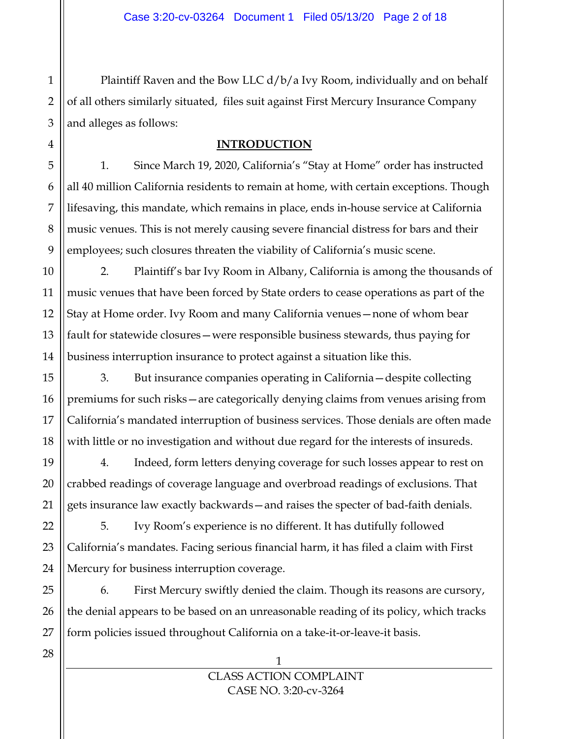Plaintiff Raven and the Bow LLC d/b/a Ivy Room, individually and on behalf of all others similarly situated, files suit against First Mercury Insurance Company and alleges as follows:

## INTRODUCTION

1. Since March 19, 2020, California's "Stay at Home" order has instructed all 40 million California residents to remain at home, with certain exceptions. Though lifesaving, this mandate, which remains in place, ends in-house service at California music venues. This is not merely causing severe financial distress for bars and their employees; such closures threaten the viability of California's music scene.

2. Plaintiff's bar Ivy Room in Albany, California is among the thousands of music venues that have been forced by State orders to cease operations as part of the Stay at Home order. Ivy Room and many California venues—none of whom bear fault for statewide closures—were responsible business stewards, thus paying for business interruption insurance to protect against a situation like this.

3. But insurance companies operating in California—despite collecting premiums for such risks—are categorically denying claims from venues arising from California's mandated interruption of business services. Those denials are often made with little or no investigation and without due regard for the interests of insureds.

4. Indeed, form letters denying coverage for such losses appear to rest on crabbed readings of coverage language and overbroad readings of exclusions. That gets insurance law exactly backwards—and raises the specter of bad-faith denials.

5. Ivy Room's experience is no different. It has dutifully followed California's mandates. Facing serious financial harm, it has filed a claim with First Mercury for business interruption coverage.

6. First Mercury swiftly denied the claim. Though its reasons are cursory, the denial appears to be based on an unreasonable reading of its policy, which tracks form policies issued throughout California on a take-it-or-leave-it basis.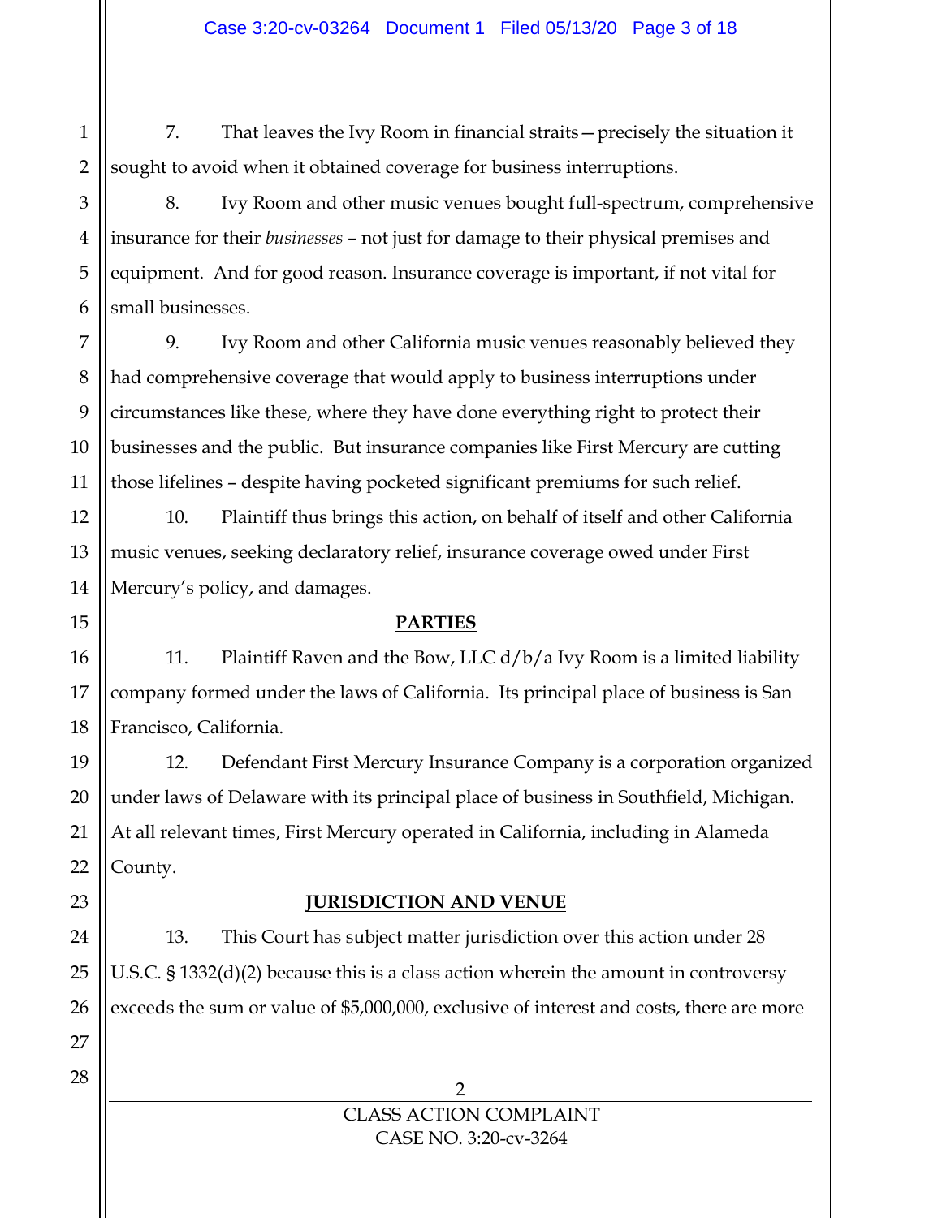7. That leaves the Ivy Room in financial straits—precisely the situation it sought to avoid when it obtained coverage for business interruptions.

8. Ivy Room and other music venues bought full-spectrum, comprehensive insurance for their *businesses* – not just for damage to their physical premises and equipment. And for good reason. Insurance coverage is important, if not vital for small businesses.

9. Ivy Room and other California music venues reasonably believed they had comprehensive coverage that would apply to business interruptions under circumstances like these, where they have done everything right to protect their businesses and the public. But insurance companies like First Mercury are cutting those lifelines – despite having pocketed significant premiums for such relief.

10. Plaintiff thus brings this action, on behalf of itself and other California music venues, seeking declaratory relief, insurance coverage owed under First Mercury's policy, and damages.

## PARTIES

11. Plaintiff Raven and the Bow, LLC d/b/a Ivy Room is a limited liability company formed under the laws of California. Its principal place of business is San Francisco, California.

12. Defendant First Mercury Insurance Company is a corporation organized under laws of Delaware with its principal place of business in Southfield, Michigan. At all relevant times, First Mercury operated in California, including in Alameda County.

## JURISDICTION AND VENUE

13. This Court has subject matter jurisdiction over this action under 28 U.S.C. § 1332(d)(2) because this is a class action wherein the amount in controversy exceeds the sum or value of $5,000,000, exclusive of interest and costs, there are more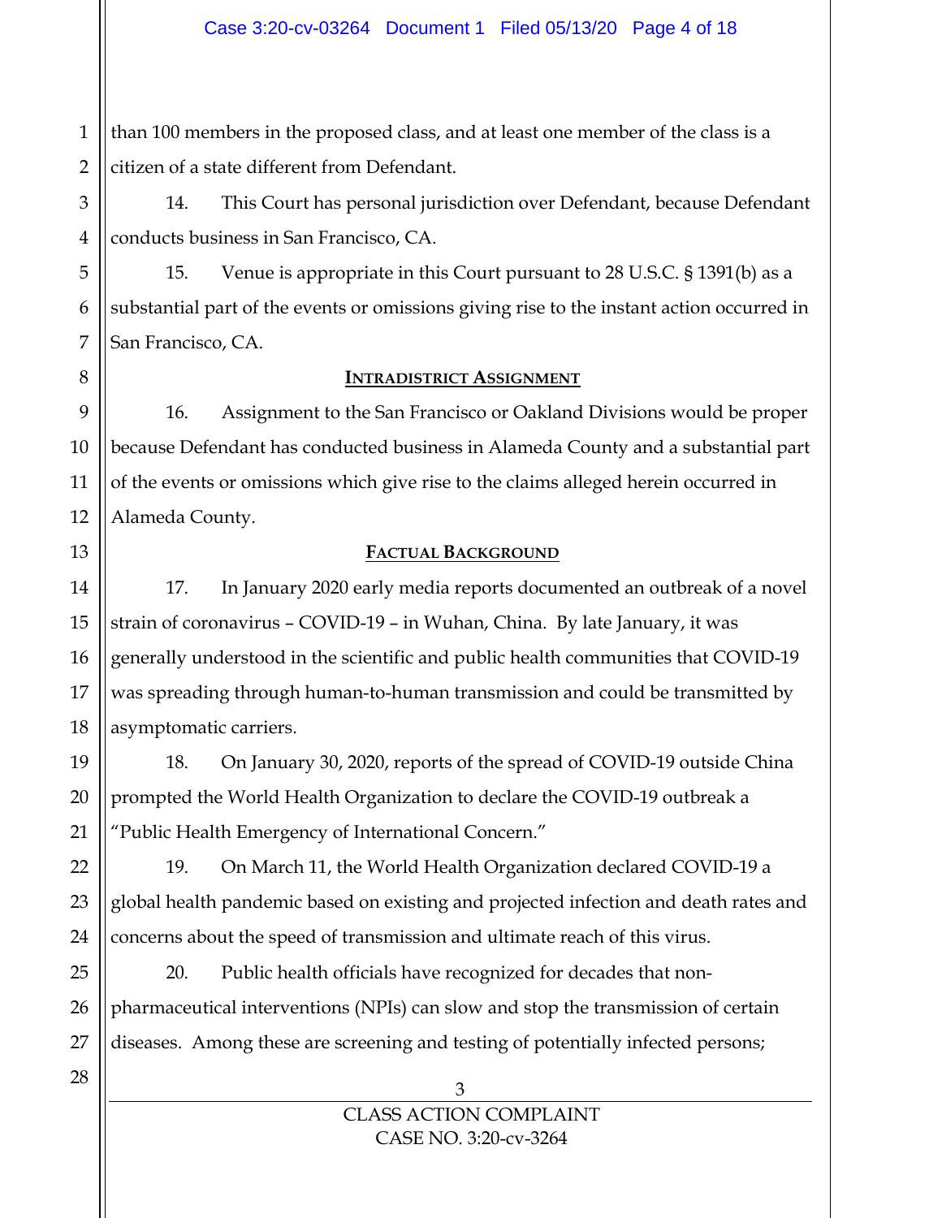than 100 members in the proposed class, and at least one member of the class is a citizen of a state different from Defendant.

14. This Court has personal jurisdiction over Defendant, because Defendant conducts business in San Francisco, CA.

15. Venue is appropriate in this Court pursuant to 28 U.S.C. § 1391(b) as a substantial part of the events or omissions giving rise to the instant action occurred in San Francisco, CA.

## INTRADISTRICT ASSIGNMENT

16. Assignment to the San Francisco or Oakland Divisions would be proper because Defendant has conducted business in Alameda County and a substantial part of the events or omissions which give rise to the claims alleged herein occurred in Alameda County.

## FACTUAL BACKGROUND

17. In January 2020 early media reports documented an outbreak of a novel strain of coronavirus – COVID-19 – in Wuhan, China. By late January, it was generally understood in the scientific and public health communities that COVID-19 was spreading through human-to-human transmission and could be transmitted by asymptomatic carriers.

18. On January 30, 2020, reports of the spread of COVID-19 outside China prompted the World Health Organization to declare the COVID-19 outbreak a "Public Health Emergency of International Concern."

19. On March 11, the World Health Organization declared COVID-19 a global health pandemic based on existing and projected infection and death rates and concerns about the speed of transmission and ultimate reach of this virus.

20. Public health officials have recognized for decades that non-pharmaceutical interventions (NPIs) can slow and stop the transmission of certain diseases. Among these are screening and testing of potentially infected persons;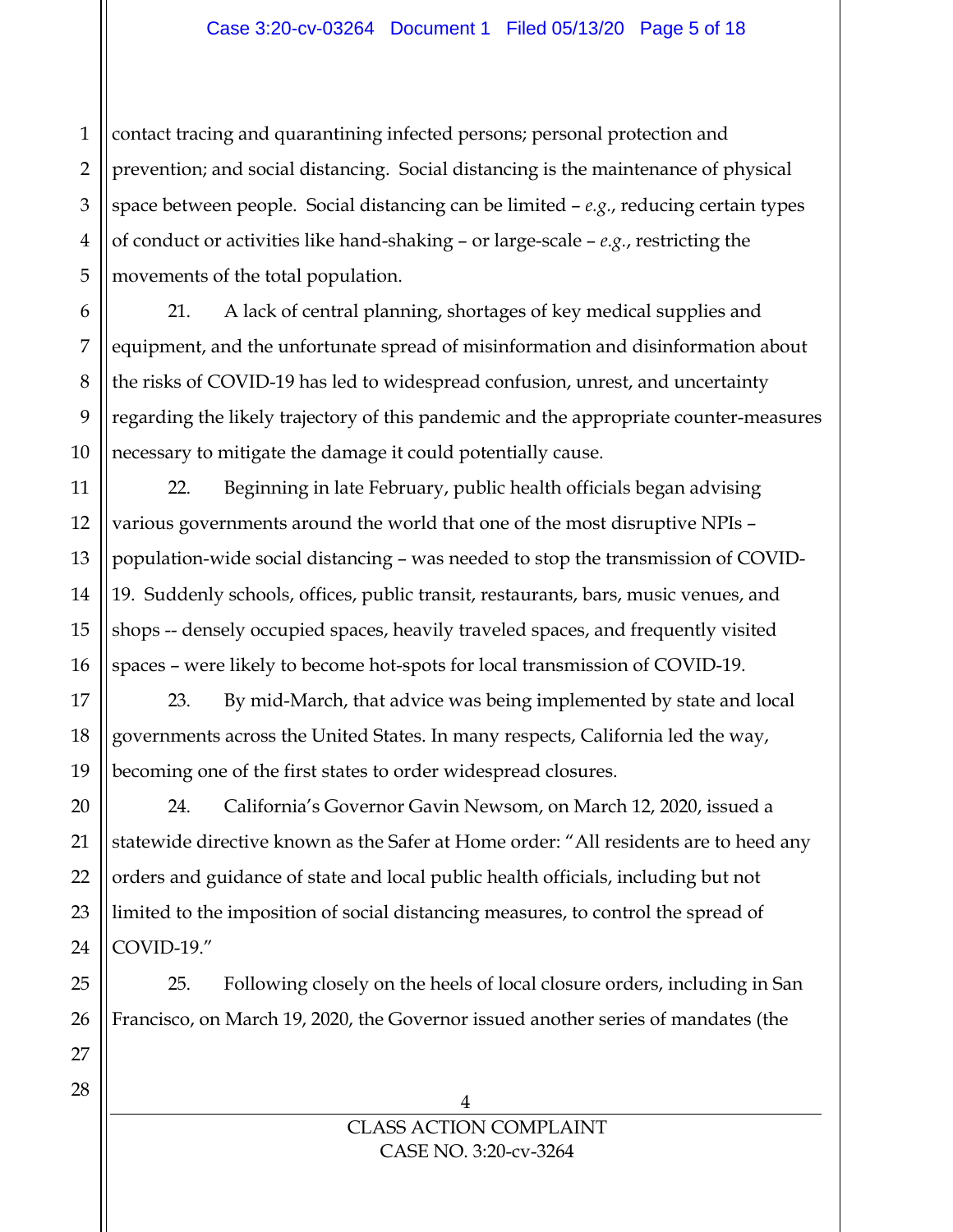contact tracing and quarantining infected persons; personal protection and prevention; and social distancing. Social distancing is the maintenance of physical space between people. Social distancing can be limited – *e.g.*, reducing certain types of conduct or activities like hand-shaking – or large-scale – *e.g.*, restricting the movements of the total population.

21. A lack of central planning, shortages of key medical supplies and equipment, and the unfortunate spread of misinformation and disinformation about the risks of COVID-19 has led to widespread confusion, unrest, and uncertainty regarding the likely trajectory of this pandemic and the appropriate counter-measures necessary to mitigate the damage it could potentially cause.

22. Beginning in late February, public health officials began advising various governments around the world that one of the most disruptive NPIs – population-wide social distancing – was needed to stop the transmission of COVID-19. Suddenly schools, offices, public transit, restaurants, bars, music venues, and shops -- densely occupied spaces, heavily traveled spaces, and frequently visited spaces – were likely to become hot-spots for local transmission of COVID-19.

23. By mid-March, that advice was being implemented by state and local governments across the United States. In many respects, California led the way, becoming one of the first states to order widespread closures.

24. California's Governor Gavin Newsom, on March 12, 2020, issued a statewide directive known as the Safer at Home order: "All residents are to heed any orders and guidance of state and local public health officials, including but not limited to the imposition of social distancing measures, to control the spread of COVID-19."

25. Following closely on the heels of local closure orders, including in San Francisco, on March 19, 2020, the Governor issued another series of mandates (the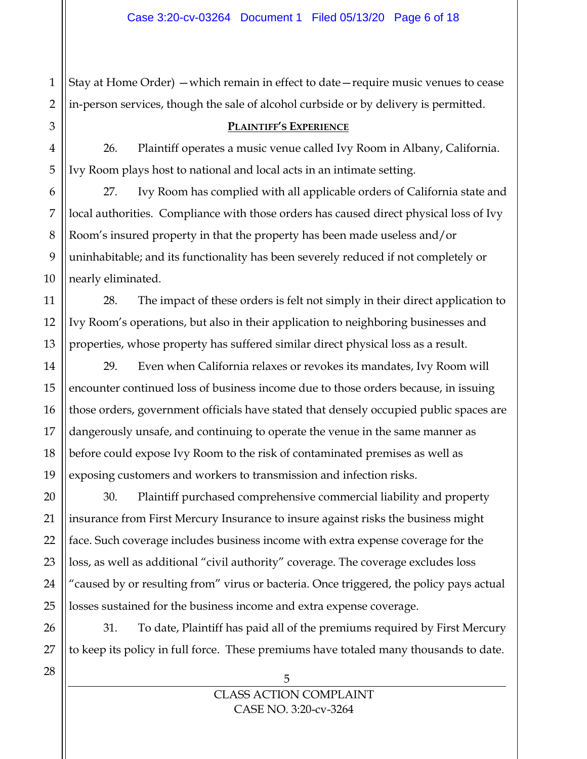Stay at Home Order) —which remain in effect to date—require music venues to cease in-person services, though the sale of alcohol curbside or by delivery is permitted.

**PLAINTIFF'S EXPERIENCE**

26. Plaintiff operates a music venue called Ivy Room in Albany, California. Ivy Room plays host to national and local acts in an intimate setting.

27. Ivy Room has complied with all applicable orders of California state and local authorities. Compliance with those orders has caused direct physical loss of Ivy Room's insured property in that the property has been made useless and/or uninhabitable; and its functionality has been severely reduced if not completely or nearly eliminated.

28. The impact of these orders is felt not simply in their direct application to Ivy Room's operations, but also in their application to neighboring businesses and properties, whose property has suffered similar direct physical loss as a result.

29. Even when California relaxes or revokes its mandates, Ivy Room will encounter continued loss of business income due to those orders because, in issuing those orders, government officials have stated that densely occupied public spaces are dangerously unsafe, and continuing to operate the venue in the same manner as before could expose Ivy Room to the risk of contaminated premises as well as exposing customers and workers to transmission and infection risks.

30. Plaintiff purchased comprehensive commercial liability and property insurance from First Mercury Insurance to insure against risks the business might face. Such coverage includes business income with extra expense coverage for the loss, as well as additional "civil authority" coverage. The coverage excludes loss "caused by or resulting from" virus or bacteria. Once triggered, the policy pays actual losses sustained for the business income and extra expense coverage.

31. To date, Plaintiff has paid all of the premiums required by First Mercury to keep its policy in full force. These premiums have totaled many thousands to date.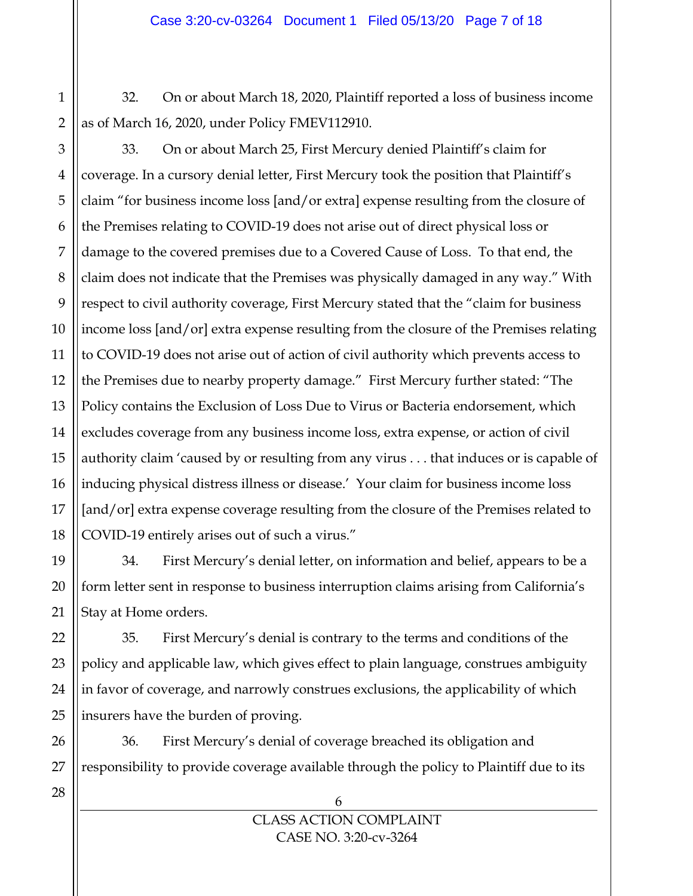32. On or about March 18, 2020, Plaintiff reported a loss of business income as of March 16, 2020, under Policy FMEV112910.

33. On or about March 25, First Mercury denied Plaintiff's claim for coverage. In a cursory denial letter, First Mercury took the position that Plaintiff's claim "for business income loss [and/or extra] expense resulting from the closure of the Premises relating to COVID-19 does not arise out of direct physical loss or damage to the covered premises due to a Covered Cause of Loss. To that end, the claim does not indicate that the Premises was physically damaged in any way." With respect to civil authority coverage, First Mercury stated that the "claim for business income loss [and/or] extra expense resulting from the closure of the Premises relating to COVID-19 does not arise out of action of civil authority which prevents access to the Premises due to nearby property damage." First Mercury further stated: "The Policy contains the Exclusion of Loss Due to Virus or Bacteria endorsement, which excludes coverage from any business income loss, extra expense, or action of civil authority claim 'caused by or resulting from any virus . . . that induces or is capable of inducing physical distress illness or disease.' Your claim for business income loss [and/or] extra expense coverage resulting from the closure of the Premises related to COVID-19 entirely arises out of such a virus."

34. First Mercury's denial letter, on information and belief, appears to be a form letter sent in response to business interruption claims arising from California's Stay at Home orders.

35. First Mercury's denial is contrary to the terms and conditions of the policy and applicable law, which gives effect to plain language, construes ambiguity in favor of coverage, and narrowly construes exclusions, the applicability of which insurers have the burden of proving.

36. First Mercury's denial of coverage breached its obligation and responsibility to provide coverage available through the policy to Plaintiff due to its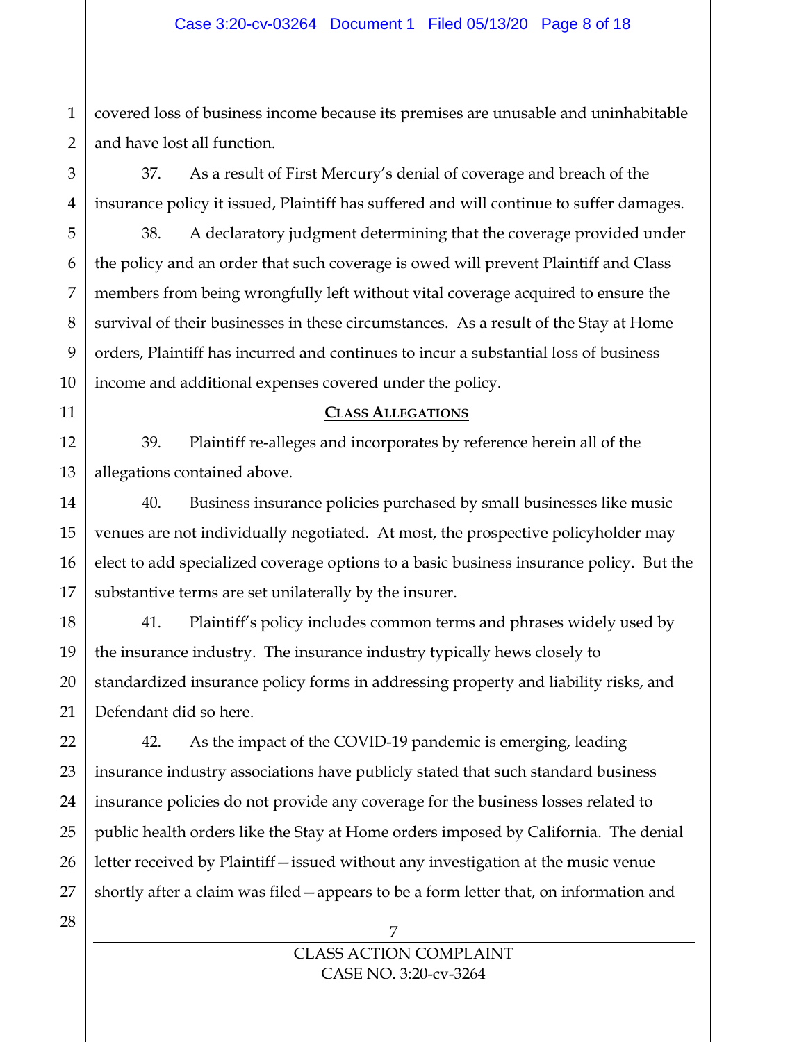covered loss of business income because its premises are unusable and uninhabitable and have lost all function.

37. As a result of First Mercury's denial of coverage and breach of the insurance policy it issued, Plaintiff has suffered and will continue to suffer damages.

38. A declaratory judgment determining that the coverage provided under the policy and an order that such coverage is owed will prevent Plaintiff and Class members from being wrongfully left without vital coverage acquired to ensure the survival of their businesses in these circumstances. As a result of the Stay at Home orders, Plaintiff has incurred and continues to incur a substantial loss of business income and additional expenses covered under the policy.

## CLASS ALLEGATIONS

39. Plaintiff re-alleges and incorporates by reference herein all of the allegations contained above.

40. Business insurance policies purchased by small businesses like music venues are not individually negotiated. At most, the prospective policyholder may elect to add specialized coverage options to a basic business insurance policy. But the substantive terms are set unilaterally by the insurer.

41. Plaintiff's policy includes common terms and phrases widely used by the insurance industry. The insurance industry typically hews closely to standardized insurance policy forms in addressing property and liability risks, and Defendant did so here.

42. As the impact of the COVID-19 pandemic is emerging, leading insurance industry associations have publicly stated that such standard business insurance policies do not provide any coverage for the business losses related to public health orders like the Stay at Home orders imposed by California. The denial letter received by Plaintiff—issued without any investigation at the music venue shortly after a claim was filed—appears to be a form letter that, on information and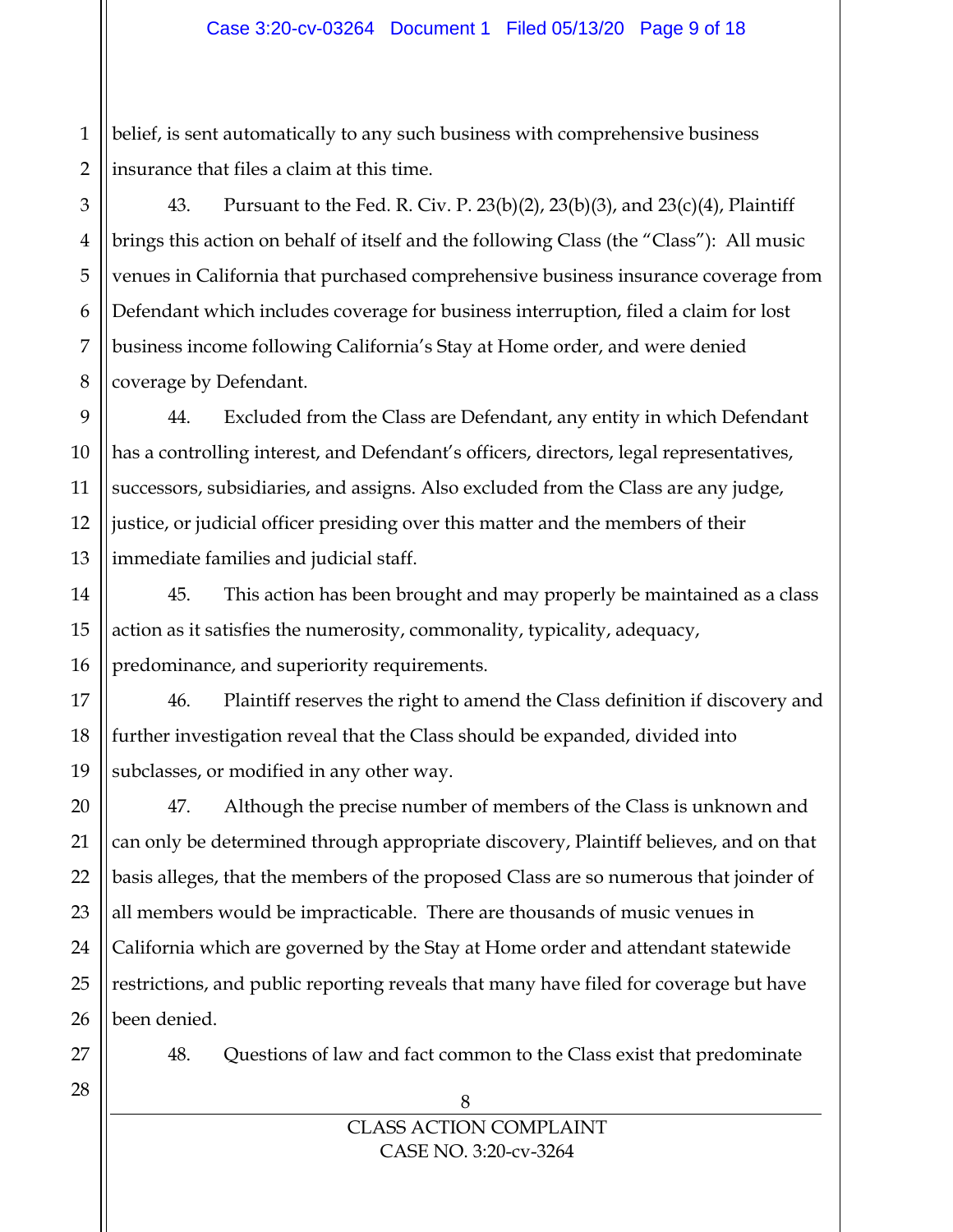belief, is sent automatically to any such business with comprehensive business insurance that files a claim at this time.

43. Pursuant to the Fed. R. Civ. P. 23(b)(2), 23(b)(3), and 23(c)(4), Plaintiff brings this action on behalf of itself and the following Class (the "Class"): All music venues in California that purchased comprehensive business insurance coverage from Defendant which includes coverage for business interruption, filed a claim for lost business income following California's Stay at Home order, and were denied coverage by Defendant.

44. Excluded from the Class are Defendant, any entity in which Defendant has a controlling interest, and Defendant's officers, directors, legal representatives, successors, subsidiaries, and assigns. Also excluded from the Class are any judge, justice, or judicial officer presiding over this matter and the members of their immediate families and judicial staff.

45. This action has been brought and may properly be maintained as a class action as it satisfies the numerosity, commonality, typicality, adequacy, predominance, and superiority requirements.

46. Plaintiff reserves the right to amend the Class definition if discovery and further investigation reveal that the Class should be expanded, divided into subclasses, or modified in any other way.

47. Although the precise number of members of the Class is unknown and can only be determined through appropriate discovery, Plaintiff believes, and on that basis alleges, that the members of the proposed Class are so numerous that joinder of all members would be impracticable. There are thousands of music venues in California which are governed by the Stay at Home order and attendant statewide restrictions, and public reporting reveals that many have filed for coverage but have been denied.

48. Questions of law and fact common to the Class exist that predominate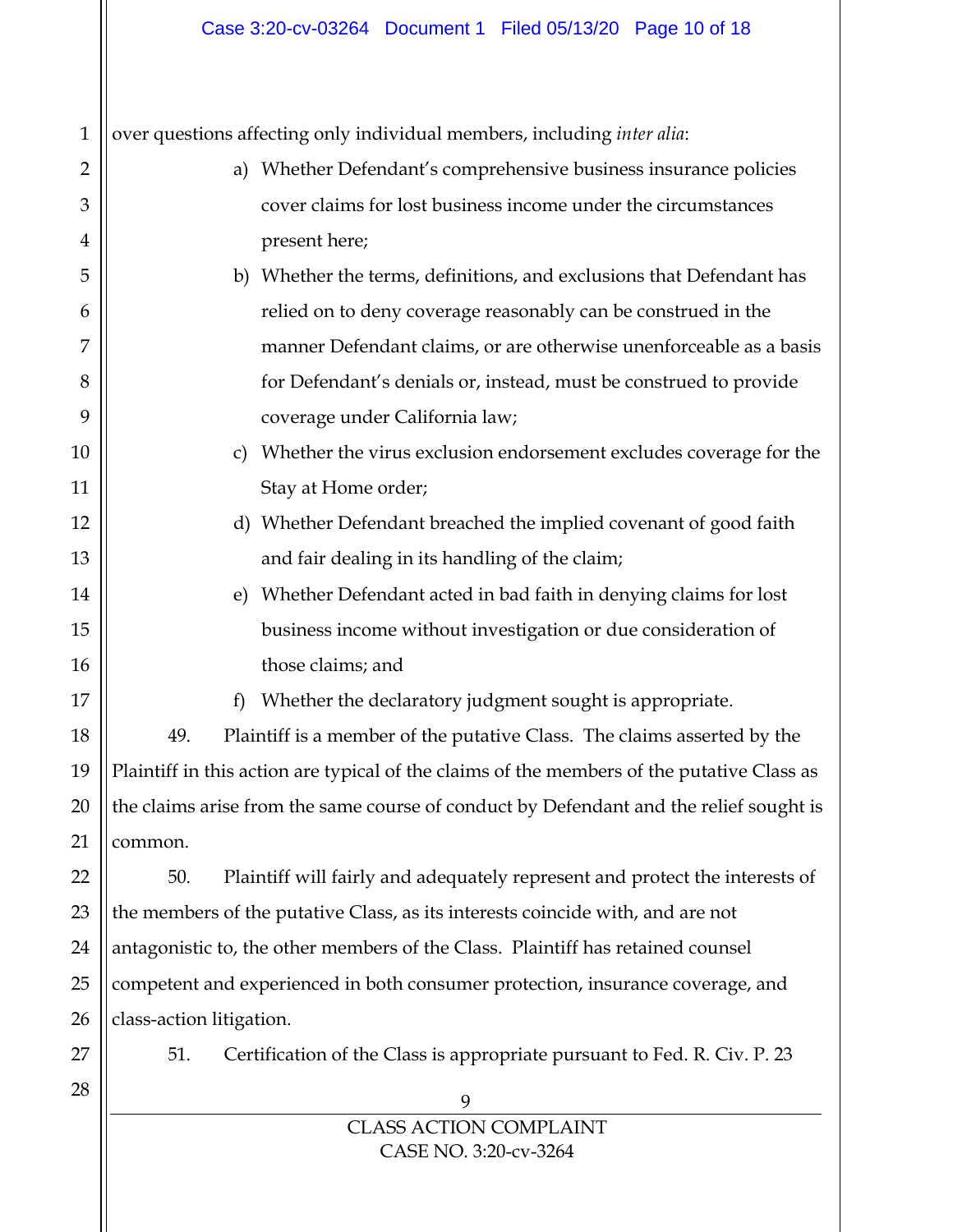over questions affecting only individual members, including *inter alia*:

a) Whether Defendant's comprehensive business insurance policies cover claims for lost business income under the circumstances present here;

b) Whether the terms, definitions, and exclusions that Defendant has relied on to deny coverage reasonably can be construed in the manner Defendant claims, or are otherwise unenforceable as a basis for Defendant's denials or, instead, must be construed to provide coverage under California law;

c) Whether the virus exclusion endorsement excludes coverage for the Stay at Home order;

d) Whether Defendant breached the implied covenant of good faith and fair dealing in its handling of the claim;

e) Whether Defendant acted in bad faith in denying claims for lost business income without investigation or due consideration of those claims; and

f) Whether the declaratory judgment sought is appropriate.

49. Plaintiff is a member of the putative Class. The claims asserted by the Plaintiff in this action are typical of the claims of the members of the putative Class as the claims arise from the same course of conduct by Defendant and the relief sought is common.

50. Plaintiff will fairly and adequately represent and protect the interests of the members of the putative Class, as its interests coincide with, and are not antagonistic to, the other members of the Class. Plaintiff has retained counsel competent and experienced in both consumer protection, insurance coverage, and class-action litigation.

51. Certification of the Class is appropriate pursuant to Fed. R. Civ. P. 23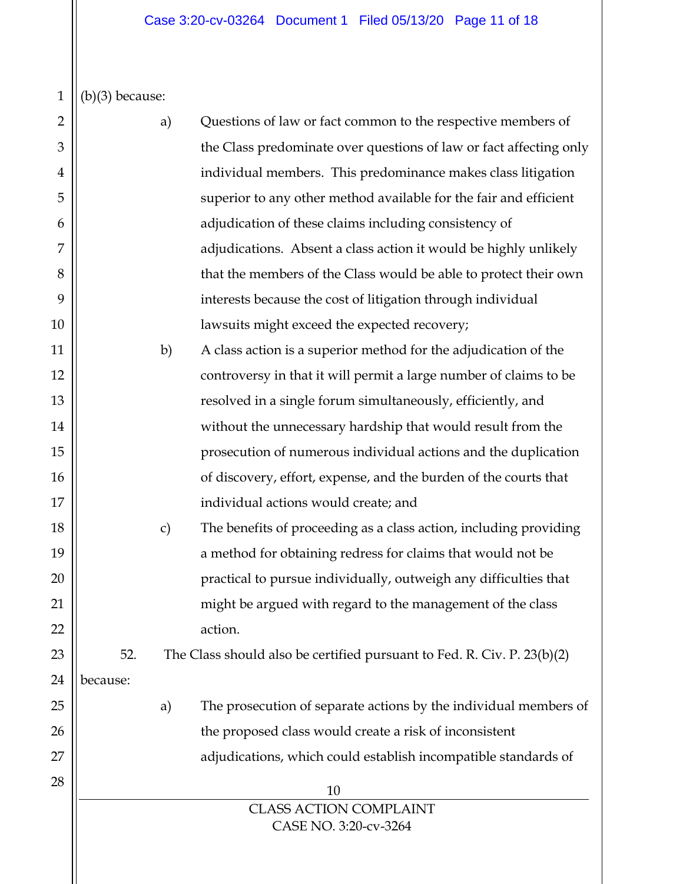(b)(3) because:

a) Questions of law or fact common to the respective members of the Class predominate over questions of law or fact affecting only individual members. This predominance makes class litigation superior to any other method available for the fair and efficient adjudication of these claims including consistency of adjudications. Absent a class action it would be highly unlikely that the members of the Class would be able to protect their own interests because the cost of litigation through individual lawsuits might exceed the expected recovery;

b) A class action is a superior method for the adjudication of the controversy in that it will permit a large number of claims to be resolved in a single forum simultaneously, efficiently, and without the unnecessary hardship that would result from the prosecution of numerous individual actions and the duplication of discovery, effort, expense, and the burden of the courts that individual actions would create; and

c) The benefits of proceeding as a class action, including providing a method for obtaining redress for claims that would not be practical to pursue individually, outweigh any difficulties that might be argued with regard to the management of the class action.

52. The Class should also be certified pursuant to Fed. R. Civ. P. 23(b)(2) because:

a) The prosecution of separate actions by the individual members of the proposed class would create a risk of inconsistent adjudications, which could establish incompatible standards of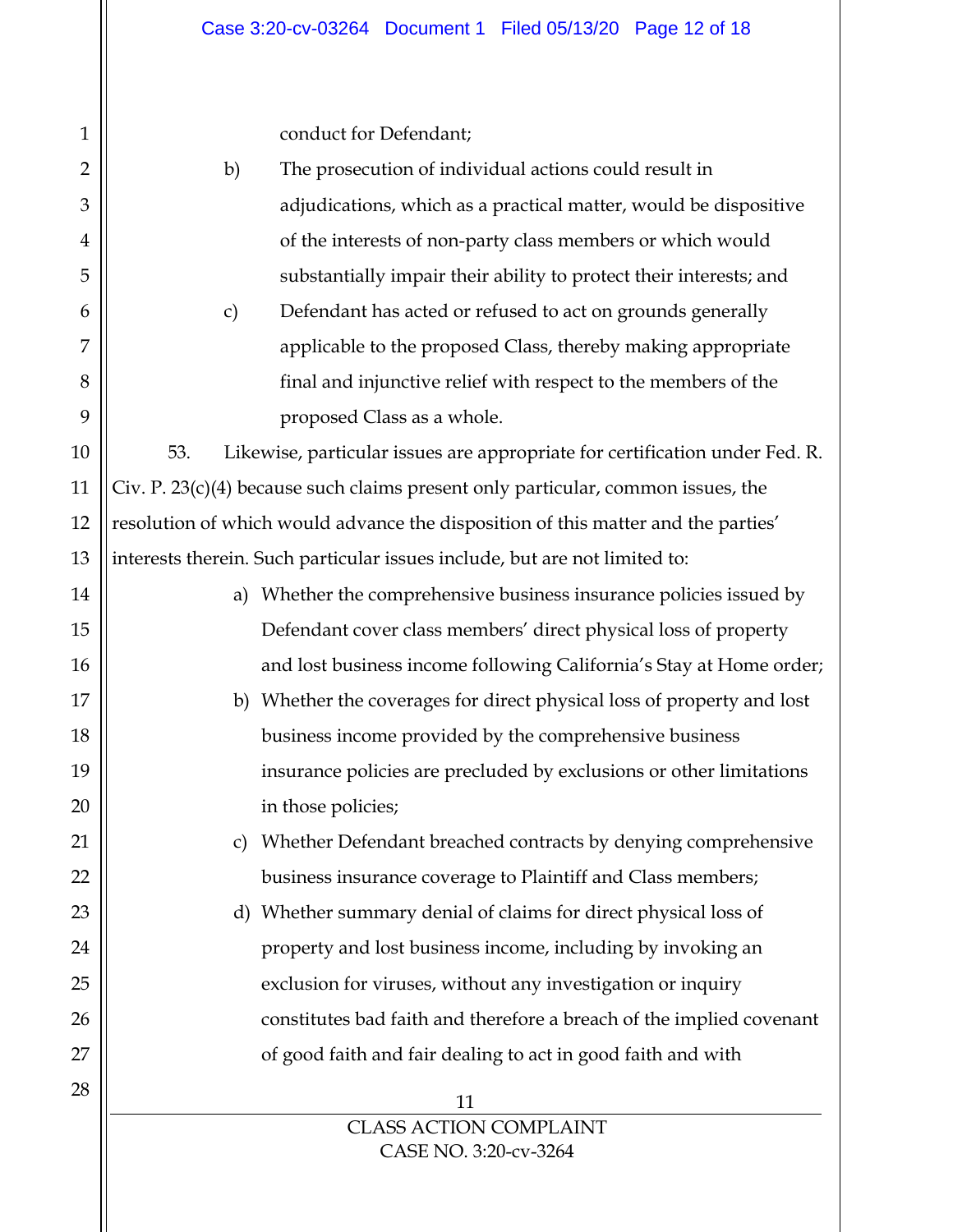conduct for Defendant;

b) The prosecution of individual actions could result in adjudications, which as a practical matter, would be dispositive of the interests of non-party class members or which would substantially impair their ability to protect their interests; and

c) Defendant has acted or refused to act on grounds generally applicable to the proposed Class, thereby making appropriate final and injunctive relief with respect to the members of the proposed Class as a whole.

53. Likewise, particular issues are appropriate for certification under Fed. R. Civ. P. 23(c)(4) because such claims present only particular, common issues, the resolution of which would advance the disposition of this matter and the parties' interests therein. Such particular issues include, but are not limited to:

a) Whether the comprehensive business insurance policies issued by Defendant cover class members' direct physical loss of property and lost business income following California's Stay at Home order;

b) Whether the coverages for direct physical loss of property and lost business income provided by the comprehensive business insurance policies are precluded by exclusions or other limitations in those policies;

c) Whether Defendant breached contracts by denying comprehensive business insurance coverage to Plaintiff and Class members;

d) Whether summary denial of claims for direct physical loss of property and lost business income, including by invoking an exclusion for viruses, without any investigation or inquiry constitutes bad faith and therefore a breach of the implied covenant of good faith and fair dealing to act in good faith and with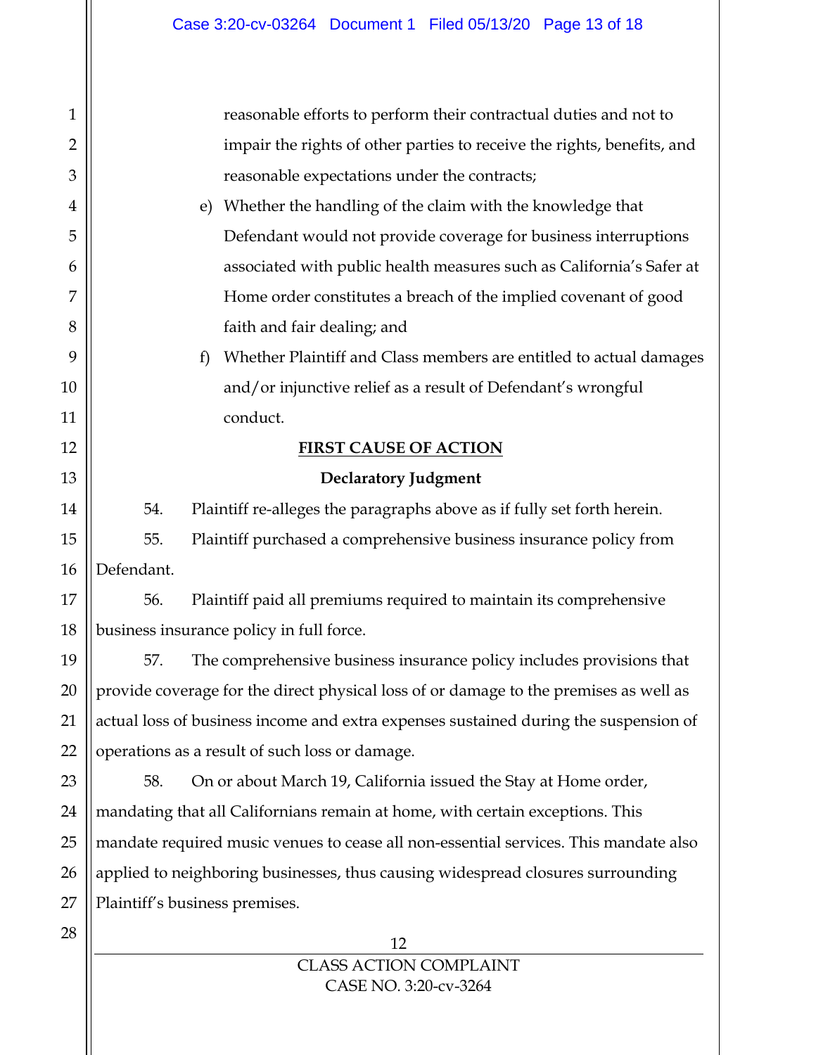reasonable efforts to perform their contractual duties and not to impair the rights of other parties to receive the rights, benefits, and reasonable expectations under the contracts;

e) Whether the handling of the claim with the knowledge that Defendant would not provide coverage for business interruptions associated with public health measures such as California's Safer at Home order constitutes a breach of the implied covenant of good faith and fair dealing; and

f) Whether Plaintiff and Class members are entitled to actual damages and/or injunctive relief as a result of Defendant's wrongful conduct.

## FIRST CAUSE OF ACTION

### Declaratory Judgment

54. Plaintiff re-alleges the paragraphs above as if fully set forth herein.

55. Plaintiff purchased a comprehensive business insurance policy from Defendant.

56. Plaintiff paid all premiums required to maintain its comprehensive business insurance policy in full force.

57. The comprehensive business insurance policy includes provisions that provide coverage for the direct physical loss of or damage to the premises as well as actual loss of business income and extra expenses sustained during the suspension of operations as a result of such loss or damage.

58. On or about March 19, California issued the Stay at Home order, mandating that all Californians remain at home, with certain exceptions. This mandate required music venues to cease all non-essential services. This mandate also applied to neighboring businesses, thus causing widespread closures surrounding Plaintiff's business premises.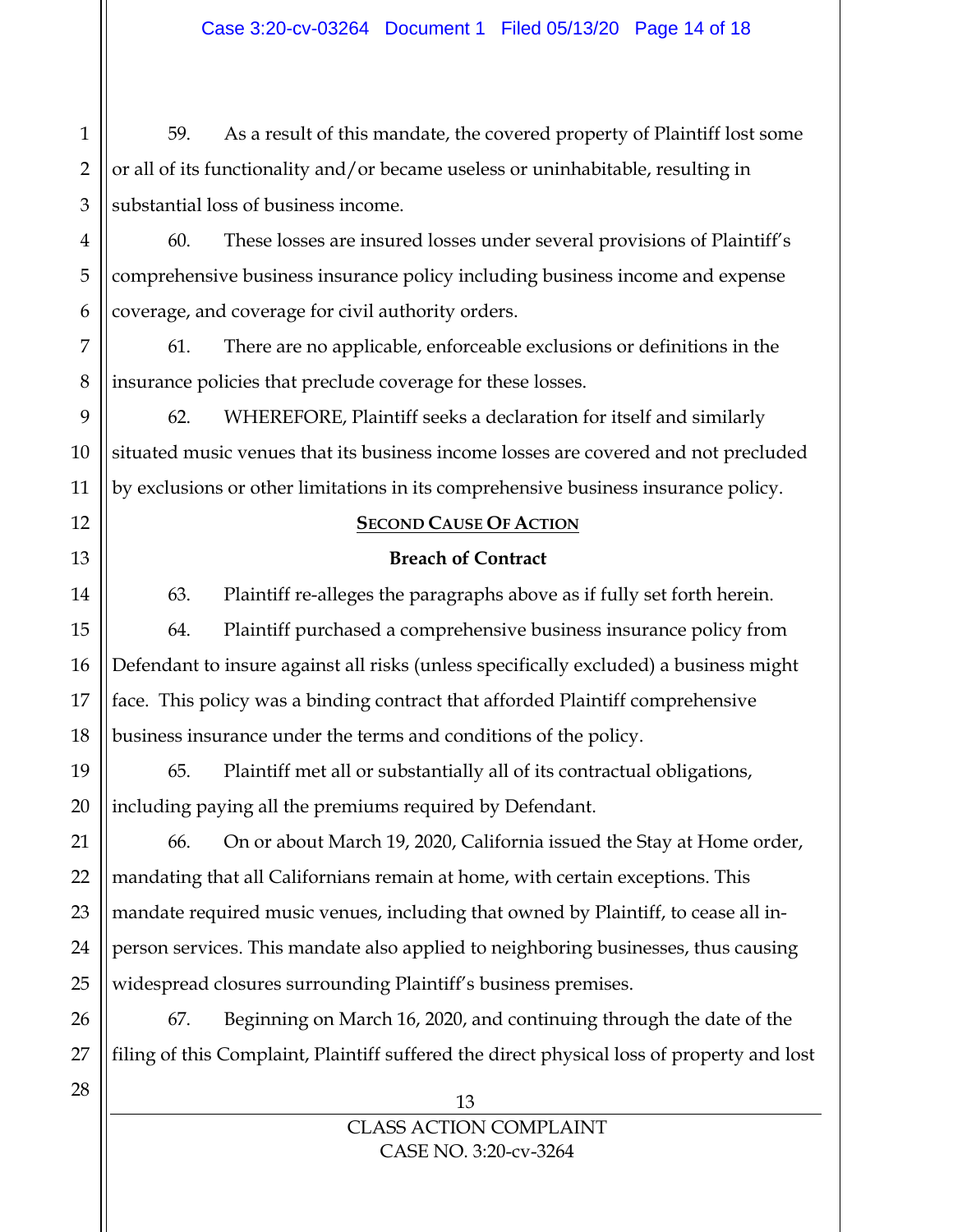59. As a result of this mandate, the covered property of Plaintiff lost some or all of its functionality and/or became useless or uninhabitable, resulting in substantial loss of business income.

60. These losses are insured losses under several provisions of Plaintiff's comprehensive business insurance policy including business income and expense coverage, and coverage for civil authority orders.

61. There are no applicable, enforceable exclusions or definitions in the insurance policies that preclude coverage for these losses.

62. WHEREFORE, Plaintiff seeks a declaration for itself and similarly situated music venues that its business income losses are covered and not precluded by exclusions or other limitations in its comprehensive business insurance policy.

## SECOND CAUSE OF ACTION

### Breach of Contract

63. Plaintiff re-alleges the paragraphs above as if fully set forth herein.

64. Plaintiff purchased a comprehensive business insurance policy from Defendant to insure against all risks (unless specifically excluded) a business might face. This policy was a binding contract that afforded Plaintiff comprehensive business insurance under the terms and conditions of the policy.

65. Plaintiff met all or substantially all of its contractual obligations, including paying all the premiums required by Defendant.

66. On or about March 19, 2020, California issued the Stay at Home order, mandating that all Californians remain at home, with certain exceptions. This mandate required music venues, including that owned by Plaintiff, to cease all in-person services. This mandate also applied to neighboring businesses, thus causing widespread closures surrounding Plaintiff's business premises.

67. Beginning on March 16, 2020, and continuing through the date of the filing of this Complaint, Plaintiff suffered the direct physical loss of property and lost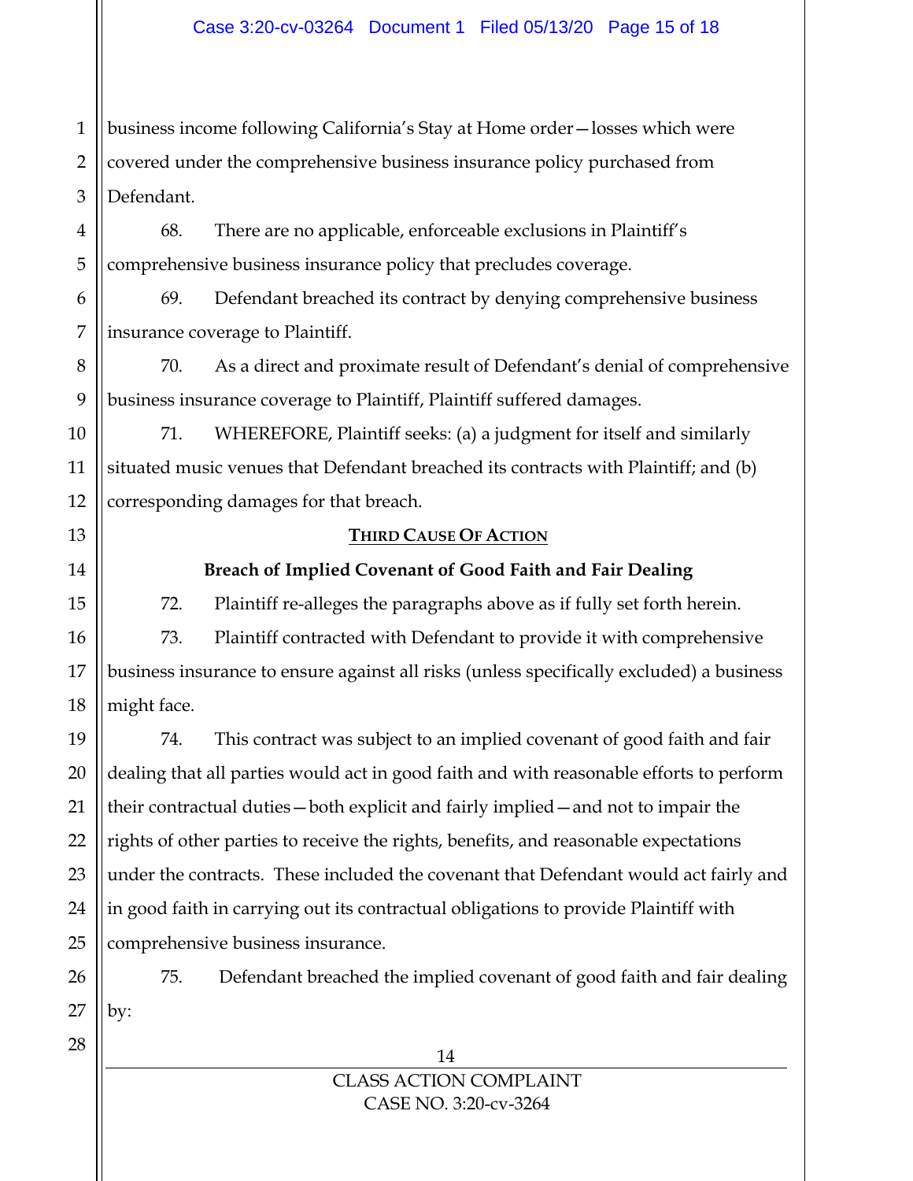business income following California's Stay at Home order—losses which were covered under the comprehensive business insurance policy purchased from Defendant.

68. There are no applicable, enforceable exclusions in Plaintiff's comprehensive business insurance policy that precludes coverage.

69. Defendant breached its contract by denying comprehensive business insurance coverage to Plaintiff.

70. As a direct and proximate result of Defendant's denial of comprehensive business insurance coverage to Plaintiff, Plaintiff suffered damages.

71. WHEREFORE, Plaintiff seeks: (a) a judgment for itself and similarly situated music venues that Defendant breached its contracts with Plaintiff; and (b) corresponding damages for that breach.

## THIRD CAUSE OF ACTION

### Breach of Implied Covenant of Good Faith and Fair Dealing

72. Plaintiff re-alleges the paragraphs above as if fully set forth herein.

73. Plaintiff contracted with Defendant to provide it with comprehensive business insurance to ensure against all risks (unless specifically excluded) a business might face.

74. This contract was subject to an implied covenant of good faith and fair dealing that all parties would act in good faith and with reasonable efforts to perform their contractual duties—both explicit and fairly implied—and not to impair the rights of other parties to receive the rights, benefits, and reasonable expectations under the contracts. These included the covenant that Defendant would act fairly and in good faith in carrying out its contractual obligations to provide Plaintiff with comprehensive business insurance.

75. Defendant breached the implied covenant of good faith and fair dealing by: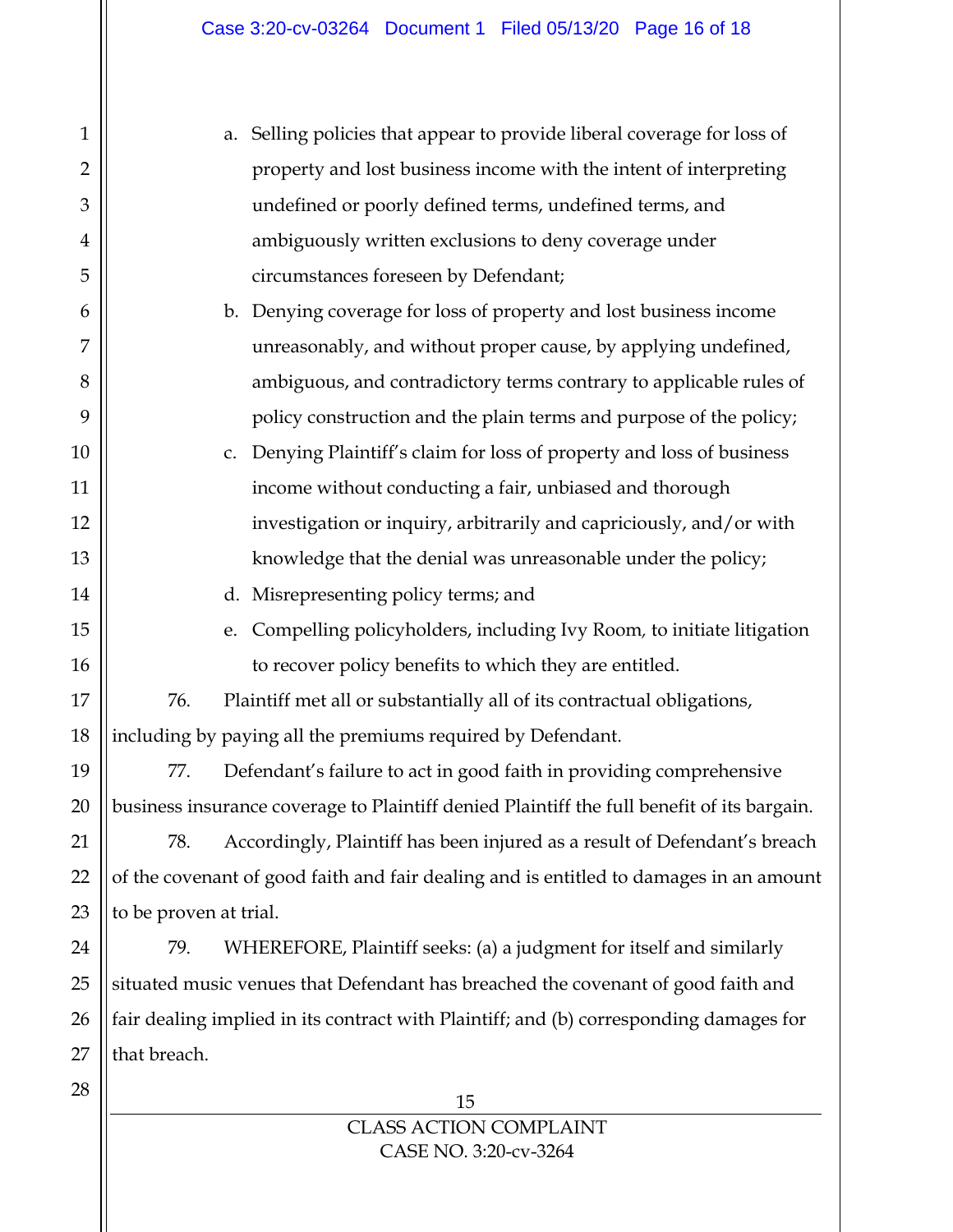a. Selling policies that appear to provide liberal coverage for loss of property and lost business income with the intent of interpreting undefined or poorly defined terms, undefined terms, and ambiguously written exclusions to deny coverage under circumstances foreseen by Defendant;

b. Denying coverage for loss of property and lost business income unreasonably, and without proper cause, by applying undefined, ambiguous, and contradictory terms contrary to applicable rules of policy construction and the plain terms and purpose of the policy;

c. Denying Plaintiff's claim for loss of property and loss of business income without conducting a fair, unbiased and thorough investigation or inquiry, arbitrarily and capriciously, and/or with knowledge that the denial was unreasonable under the policy;

d. Misrepresenting policy terms; and

e. Compelling policyholders, including Ivy Room, to initiate litigation to recover policy benefits to which they are entitled.

76. Plaintiff met all or substantially all of its contractual obligations, including by paying all the premiums required by Defendant.

77. Defendant's failure to act in good faith in providing comprehensive business insurance coverage to Plaintiff denied Plaintiff the full benefit of its bargain.

78. Accordingly, Plaintiff has been injured as a result of Defendant's breach of the covenant of good faith and fair dealing and is entitled to damages in an amount to be proven at trial.

79. WHEREFORE, Plaintiff seeks: (a) a judgment for itself and similarly situated music venues that Defendant has breached the covenant of good faith and fair dealing implied in its contract with Plaintiff; and (b) corresponding damages for that breach.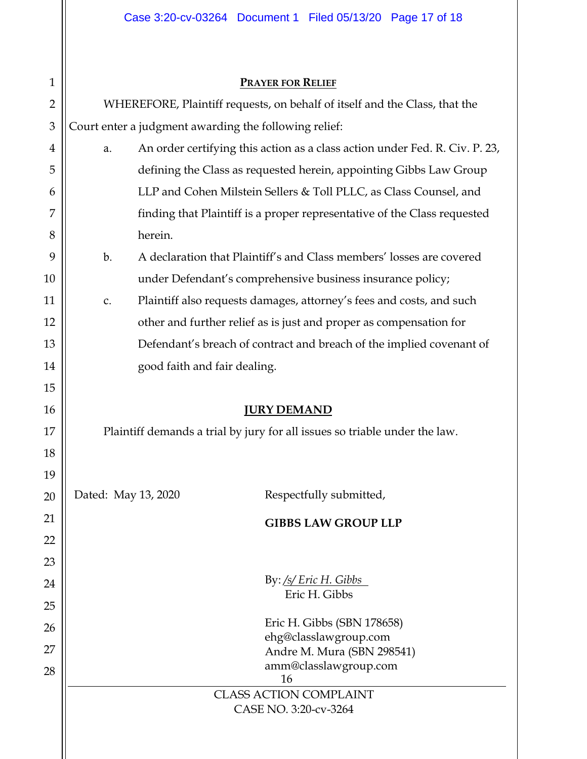## Prayer for Relief

WHEREFORE, Plaintiff requests, on behalf of itself and the Class, that the Court enter a judgment awarding the following relief:

a. An order certifying this action as a class action under Fed. R. Civ. P. 23, defining the Class as requested herein, appointing Gibbs Law Group LLP and Cohen Milstein Sellers & Toll PLLC, as Class Counsel, and finding that Plaintiff is a proper representative of the Class requested herein.

b. A declaration that Plaintiff's and Class members' losses are covered under Defendant's comprehensive business insurance policy;

c. Plaintiff also requests damages, attorney's fees and costs, and such other and further relief as is just and proper as compensation for Defendant's breach of contract and breach of the implied covenant of good faith and fair dealing.

## JURY DEMAND

Plaintiff demands a trial by jury for all issues so triable under the law.

Dated: May 13, 2020

Respectfully submitted,

**GIBBS LAW GROUP LLP**

By: */s/ Eric H. Gibbs*
Eric H. Gibbs

Eric H. Gibbs (SBN 178658)
ehg@classlawgroup.com
Andre M. Mura (SBN 298541)
amm@classlawgroup.com

CLASS ACTION COMPLAINT
CASE NO. 3:20-cv-3264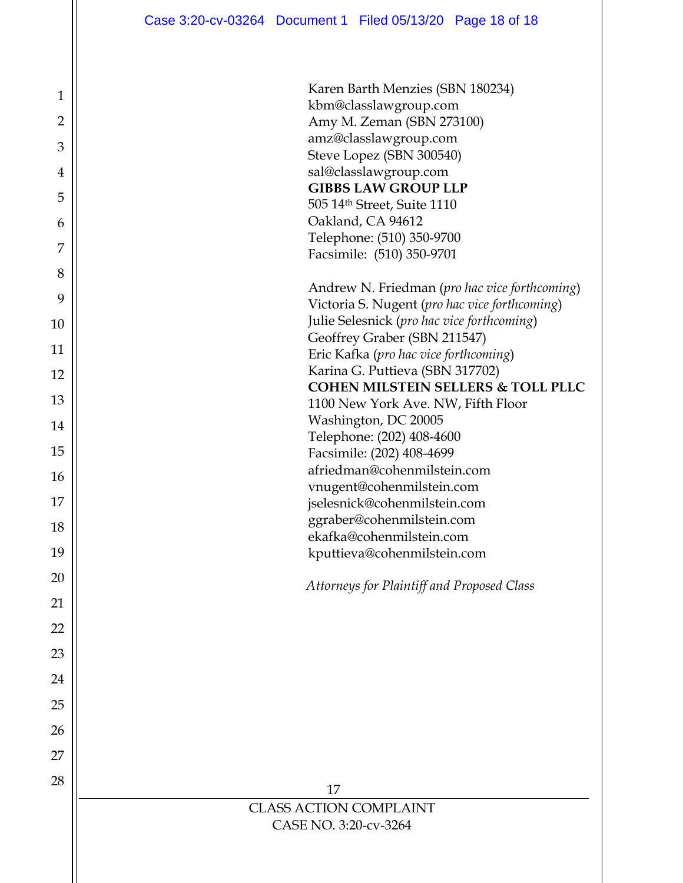Karen Barth Menzies (SBN 180234)
kbm@classlawgroup.com
Amy M. Zeman (SBN 273100)
amz@classlawgroup.com
Steve Lopez (SBN 300540)
sal@classlawgroup.com
**GIBBS LAW GROUP LLP**
505 14th Street, Suite 1110
Oakland, CA 94612
Telephone: (510) 350-9700
Facsimile: (510) 350-9701

Andrew N. Friedman (*pro hac vice forthcoming*)
Victoria S. Nugent (*pro hac vice forthcoming*)
Julie Selesnick (*pro hac vice forthcoming*)
Geoffrey Graber (SBN 211547)
Eric Kafka (*pro hac vice forthcoming*)
Karina G. Puttieva (SBN 317702)
**COHEN MILSTEIN SELLERS & TOLL PLLC**
1100 New York Ave. NW, Fifth Floor
Washington, DC 20005
Telephone: (202) 408-4600
Facsimile: (202) 408-4699
afriedman@cohenmilstein.com
vnugent@cohenmilstein.com
jselesnick@cohenmilstein.com
ggraber@cohenmilstein.com
ekafka@cohenmilstein.com
kputtieva@cohenmilstein.com

*Attorneys for Plaintiff and Proposed Class*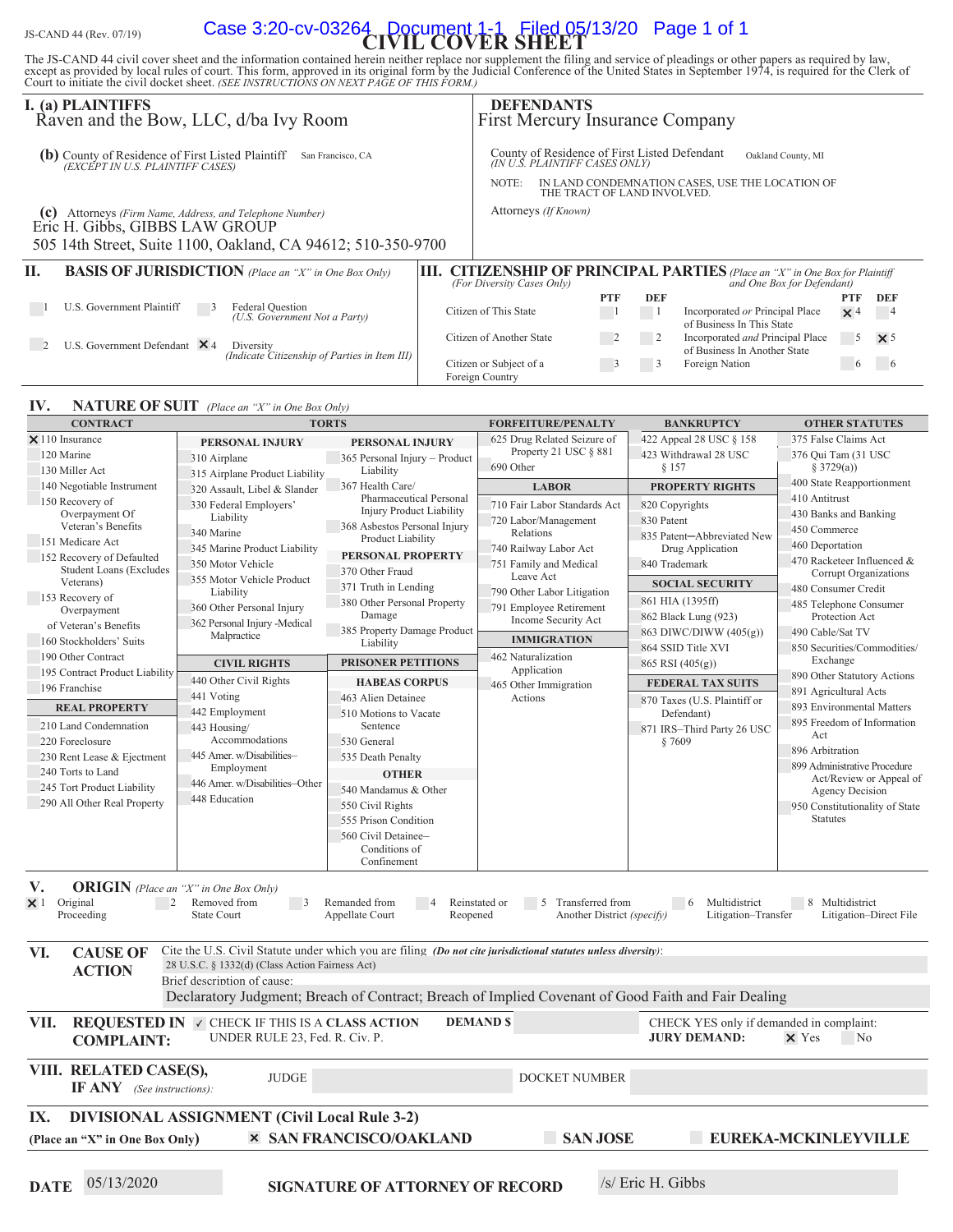JS-CAND 44 (Rev. 07/19)

# CIVIL COVER SHEET

The JS-CAND 44 civil cover sheet and the information contained herein neither replace nor supplement the filing and service of pleadings or other papers as required by law, except as provided by local rules of court. This form, approved in its original form by the Judicial Conference of the United States in September 1974, is required for the Clerk of Court to initiate the civil docket sheet. *(SEE INSTRUCTIONS ON NEXT PAGE OF THIS FORM.)*

## I. (a) PLAINTIFFS

Raven and the Bow, LLC, d/ba Ivy Room

**(b)** County of Residence of First Listed Plaintiff: San Francisco, CA
*(EXCEPT IN U.S. PLAINTIFF CASES)*

**(c)** Attorneys *(Firm Name, Address, and Telephone Number)*
Eric H. Gibbs, GIBBS LAW GROUP
505 14th Street, Suite 1100, Oakland, CA 94612; 510-350-9700

## DEFENDANTS

First Mercury Insurance Company

County of Residence of First Listed Defendant: Oakland County, MI
*(IN U.S. PLAINTIFF CASES ONLY)*

NOTE: IN LAND CONDEMNATION CASES, USE THE LOCATION OF THE TRACT OF LAND INVOLVED.

Attorneys *(If Known)*

## II. BASIS OF JURISDICTION *(Place an "X" in One Box Only)*

- [ ] 1 U.S. Government Plaintiff
- [ ] 3 Federal Question *(U.S. Government Not a Party)*
- [ ] 2 U.S. Government Defendant
- [x] 4 Diversity *(Indicate Citizenship of Parties in Item III)*

## III. CITIZENSHIP OF PRINCIPAL PARTIES *(Place an "X" in One Box for Plaintiff and One Box for Defendant)* *(For Diversity Cases Only)*

| | PTF | DEF | | PTF | DEF |
|---|---|---|---|---|---|
| Citizen of This State | 1 | 1 | Incorporated *or* Principal Place of Business In This State | X 4 | 4 |
| Citizen of Another State | 2 | 2 | Incorporated *and* Principal Place of Business In Another State | 5 | X 5 |
| Citizen or Subject of a Foreign Country | 3 | 3 | Foreign Nation | 6 | 6 |

## IV. NATURE OF SUIT *(Place an "X" in One Box Only)*

**CONTRACT**
- [x] 110 Insurance
- 120 Marine
- 130 Miller Act
- 140 Negotiable Instrument
- 150 Recovery of Overpayment Of Veteran's Benefits
- 151 Medicare Act
- 152 Recovery of Defaulted Student Loans (Excludes Veterans)
- 153 Recovery of Overpayment of Veteran's Benefits
- 160 Stockholders' Suits
- 190 Other Contract
- 195 Contract Product Liability
- 196 Franchise

**REAL PROPERTY**
- 210 Land Condemnation
- 220 Foreclosure
- 230 Rent Lease & Ejectment
- 240 Torts to Land
- 245 Tort Product Liability
- 290 All Other Real Property

**TORTS — PERSONAL INJURY**
- 310 Airplane
- 315 Airplane Product Liability
- 320 Assault, Libel & Slander
- 330 Federal Employers' Liability
- 340 Marine
- 345 Marine Product Liability
- 350 Motor Vehicle
- 355 Motor Vehicle Product Liability
- 360 Other Personal Injury
- 362 Personal Injury -Medical Malpractice

**PERSONAL INJURY**
- 365 Personal Injury – Product Liability
- 367 Health Care/ Pharmaceutical Personal Injury Product Liability
- 368 Asbestos Personal Injury Product Liability

**PERSONAL PROPERTY**
- 370 Other Fraud
- 371 Truth in Lending
- 380 Other Personal Property Damage
- 385 Property Damage Product Liability

**CIVIL RIGHTS**
- 440 Other Civil Rights
- 441 Voting
- 442 Employment
- 443 Housing/ Accommodations
- 445 Amer. w/Disabilities–Employment
- 446 Amer. w/Disabilities–Other
- 448 Education

**PRISONER PETITIONS — HABEAS CORPUS**
- 463 Alien Detainee
- 510 Motions to Vacate Sentence
- 530 General
- 535 Death Penalty

**OTHER**
- 540 Mandamus & Other
- 550 Civil Rights
- 555 Prison Condition
- 560 Civil Detainee– Conditions of Confinement

**FORFEITURE/PENALTY**
- 625 Drug Related Seizure of Property 21 USC § 881
- 690 Other

**LABOR**
- 710 Fair Labor Standards Act
- 720 Labor/Management Relations
- 740 Railway Labor Act
- 751 Family and Medical Leave Act
- 790 Other Labor Litigation
- 791 Employee Retirement Income Security Act

**IMMIGRATION**
- 462 Naturalization Application
- 465 Other Immigration Actions

**BANKRUPTCY**
- 422 Appeal 28 USC § 158
- 423 Withdrawal 28 USC § 157

**PROPERTY RIGHTS**
- 820 Copyrights
- 830 Patent
- 835 Patent─Abbreviated New Drug Application
- 840 Trademark

**SOCIAL SECURITY**
- 861 HIA (1395ff)
- 862 Black Lung (923)
- 863 DIWC/DIWW (405(g))
- 864 SSID Title XVI
- 865 RSI (405(g))

**FEDERAL TAX SUITS**
- 870 Taxes (U.S. Plaintiff or Defendant)
- 871 IRS–Third Party 26 USC § 7609

**OTHER STATUTES**
- 375 False Claims Act
- 376 Qui Tam (31 USC § 3729(a))
- 400 State Reapportionment
- 410 Antitrust
- 430 Banks and Banking
- 450 Commerce
- 460 Deportation
- 470 Racketeer Influenced & Corrupt Organizations
- 480 Consumer Credit
- 485 Telephone Consumer Protection Act
- 490 Cable/Sat TV
- 850 Securities/Commodities/ Exchange
- 890 Other Statutory Actions
- 891 Agricultural Acts
- 893 Environmental Matters
- 895 Freedom of Information Act
- 896 Arbitration
- 899 Administrative Procedure Act/Review or Appeal of Agency Decision
- 950 Constitutionality of State Statutes

## V. ORIGIN *(Place an "X" in One Box Only)*

- [x] 1 Original Proceeding
- [ ] 2 Removed from State Court
- [ ] 3 Remanded from Appellate Court
- [ ] 4 Reinstated or Reopened
- [ ] 5 Transferred from Another District *(specify)*
- [ ] 6 Multidistrict Litigation–Transfer
- [ ] 8 Multidistrict Litigation–Direct File

## VI. CAUSE OF ACTION

Cite the U.S. Civil Statute under which you are filing ***(Do not cite jurisdictional statutes unless diversity)***:
28 U.S.C. § 1332(d) (Class Action Fairness Act)

Brief description of cause:
Declaratory Judgment; Breach of Contract; Breach of Implied Covenant of Good Faith and Fair Dealing

## VII. REQUESTED IN COMPLAINT:

- [x] CHECK IF THIS IS A **CLASS ACTION** UNDER RULE 23, Fed. R. Civ. P.

**DEMAND $**

CHECK YES only if demanded in complaint:
**JURY DEMAND:** [x] Yes [ ] No

## VIII. RELATED CASE(S), IF ANY *(See instructions)*:

JUDGE | DOCKET NUMBER

## IX. DIVISIONAL ASSIGNMENT (Civil Local Rule 3-2)

**(Place an "X" in One Box Only)**
- [x] **SAN FRANCISCO/OAKLAND**
- [ ] **SAN JOSE**
- [ ] **EUREKA-MCKINLEYVILLE**

**DATE** 05/13/2020 **SIGNATURE OF ATTORNEY OF RECORD** /s/ Eric H. Gibbs